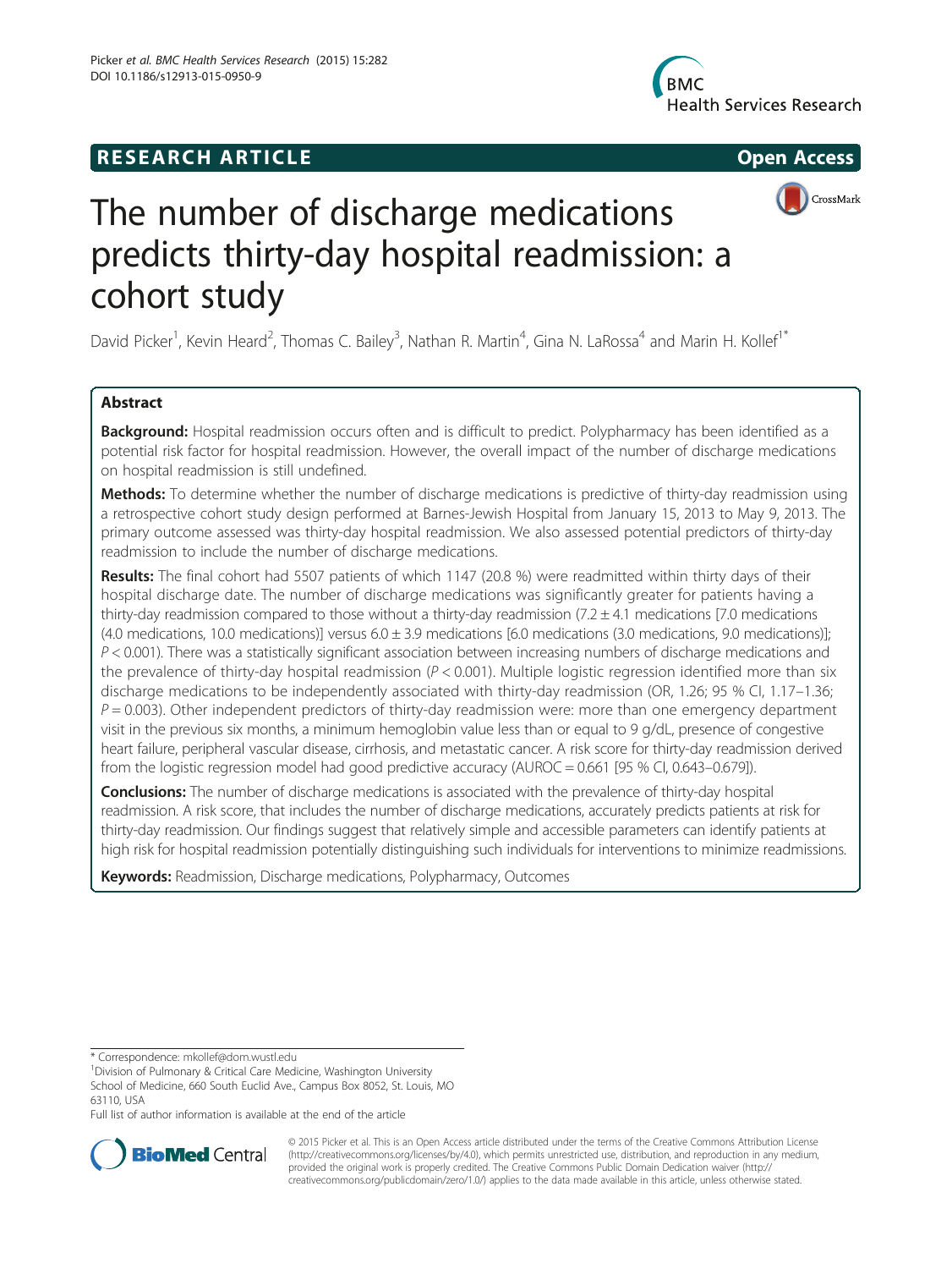RESEARCH ARTICLE

Open Access

# The number of discharge medications predicts thirty-day hospital readmission: a cohort study

David Picker[1], Kevin Heard[2], Thomas C. Bailey[3], Nathan R. Martin[4], Gina N. LaRossa[4] and Marin H. Kollef[1*]

## Abstract

**Background:** Hospital readmission occurs often and is difficult to predict. Polypharmacy has been identified as a potential risk factor for hospital readmission. However, the overall impact of the number of discharge medications on hospital readmission is still undefined.

**Methods:** To determine whether the number of discharge medications is predictive of thirty-day readmission using a retrospective cohort study design performed at Barnes-Jewish Hospital from January 15, 2013 to May 9, 2013. The primary outcome assessed was thirty-day hospital readmission. We also assessed potential predictors of thirty-day readmission to include the number of discharge medications.

**Results:** The final cohort had 5507 patients of which 1147 (20.8 %) were readmitted within thirty days of their hospital discharge date. The number of discharge medications was significantly greater for patients having a thirty-day readmission compared to those without a thirty-day readmission (7.2 ± 4.1 medications [7.0 medications (4.0 medications, 10.0 medications)] versus 6.0 ± 3.9 medications [6.0 medications (3.0 medications, 9.0 medications)]; $P < 0.001$). There was a statistically significant association between increasing numbers of discharge medications and the prevalence of thirty-day hospital readmission ($P < 0.001$). Multiple logistic regression identified more than six discharge medications to be independently associated with thirty-day readmission (OR, 1.26; 95 % CI, 1.17–1.36; $P = 0.003$). Other independent predictors of thirty-day readmission were: more than one emergency department visit in the previous six months, a minimum hemoglobin value less than or equal to 9 g/dL, presence of congestive heart failure, peripheral vascular disease, cirrhosis, and metastatic cancer. A risk score for thirty-day readmission derived from the logistic regression model had good predictive accuracy (AUROC = 0.661 [95 % CI, 0.643–0.679]).

**Conclusions:** The number of discharge medications is associated with the prevalence of thirty-day hospital readmission. A risk score, that includes the number of discharge medications, accurately predicts patients at risk for thirty-day readmission. Our findings suggest that relatively simple and accessible parameters can identify patients at high risk for hospital readmission potentially distinguishing such individuals for interventions to minimize readmissions.

**Keywords:** Readmission, Discharge medications, Polypharmacy, Outcomes

* Correspondence: mkollef@dom.wustl.edu
[1]Division of Pulmonary & Critical Care Medicine, Washington University School of Medicine, 660 South Euclid Ave., Campus Box 8052, St. Louis, MO 63110, USA
Full list of author information is available at the end of the article

© 2015 Picker et al. This is an Open Access article distributed under the terms of the Creative Commons Attribution License (http://creativecommons.org/licenses/by/4.0), which permits unrestricted use, distribution, and reproduction in any medium, provided the original work is properly credited. The Creative Commons Public Domain Dedication waiver (http://creativecommons.org/publicdomain/zero/1.0/) applies to the data made available in this article, unless otherwise stated.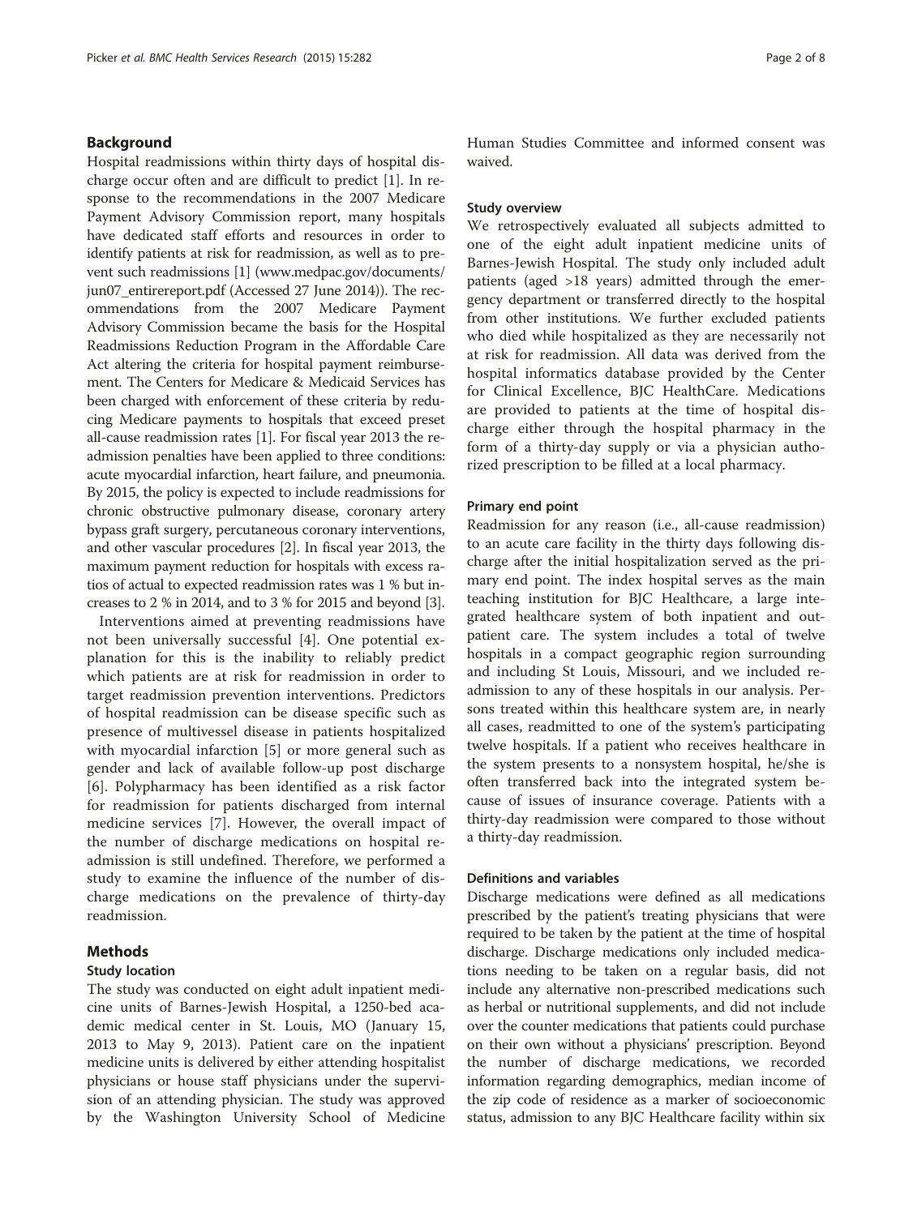## Background

Hospital readmissions within thirty days of hospital discharge occur often and are difficult to predict [1]. In response to the recommendations in the 2007 Medicare Payment Advisory Commission report, many hospitals have dedicated staff efforts and resources in order to identify patients at risk for readmission, as well as to prevent such readmissions [1] (www.medpac.gov/documents/jun07_entirereport.pdf (Accessed 27 June 2014)). The recommendations from the 2007 Medicare Payment Advisory Commission became the basis for the Hospital Readmissions Reduction Program in the Affordable Care Act altering the criteria for hospital payment reimbursement. The Centers for Medicare & Medicaid Services has been charged with enforcement of these criteria by reducing Medicare payments to hospitals that exceed preset all-cause readmission rates [1]. For fiscal year 2013 the readmission penalties have been applied to three conditions: acute myocardial infarction, heart failure, and pneumonia. By 2015, the policy is expected to include readmissions for chronic obstructive pulmonary disease, coronary artery bypass graft surgery, percutaneous coronary interventions, and other vascular procedures [2]. In fiscal year 2013, the maximum payment reduction for hospitals with excess ratios of actual to expected readmission rates was 1 % but increases to 2 % in 2014, and to 3 % for 2015 and beyond [3].

Interventions aimed at preventing readmissions have not been universally successful [4]. One potential explanation for this is the inability to reliably predict which patients are at risk for readmission in order to target readmission prevention interventions. Predictors of hospital readmission can be disease specific such as presence of multivessel disease in patients hospitalized with myocardial infarction [5] or more general such as gender and lack of available follow-up post discharge [6]. Polypharmacy has been identified as a risk factor for readmission for patients discharged from internal medicine services [7]. However, the overall impact of the number of discharge medications on hospital readmission is still undefined. Therefore, we performed a study to examine the influence of the number of discharge medications on the prevalence of thirty-day readmission.

## Methods

### Study location

The study was conducted on eight adult inpatient medicine units of Barnes-Jewish Hospital, a 1250-bed academic medical center in St. Louis, MO (January 15, 2013 to May 9, 2013). Patient care on the inpatient medicine units is delivered by either attending hospitalist physicians or house staff physicians under the supervision of an attending physician. The study was approved by the Washington University School of Medicine Human Studies Committee and informed consent was waived.

### Study overview

We retrospectively evaluated all subjects admitted to one of the eight adult inpatient medicine units of Barnes-Jewish Hospital. The study only included adult patients (aged >18 years) admitted through the emergency department or transferred directly to the hospital from other institutions. We further excluded patients who died while hospitalized as they are necessarily not at risk for readmission. All data was derived from the hospital informatics database provided by the Center for Clinical Excellence, BJC HealthCare. Medications are provided to patients at the time of hospital discharge either through the hospital pharmacy in the form of a thirty-day supply or via a physician authorized prescription to be filled at a local pharmacy.

### Primary end point

Readmission for any reason (i.e., all-cause readmission) to an acute care facility in the thirty days following discharge after the initial hospitalization served as the primary end point. The index hospital serves as the main teaching institution for BJC Healthcare, a large integrated healthcare system of both inpatient and outpatient care. The system includes a total of twelve hospitals in a compact geographic region surrounding and including St Louis, Missouri, and we included readmission to any of these hospitals in our analysis. Persons treated within this healthcare system are, in nearly all cases, readmitted to one of the system's participating twelve hospitals. If a patient who receives healthcare in the system presents to a nonsystem hospital, he/she is often transferred back into the integrated system because of issues of insurance coverage. Patients with a thirty-day readmission were compared to those without a thirty-day readmission.

### Definitions and variables

Discharge medications were defined as all medications prescribed by the patient's treating physicians that were required to be taken by the patient at the time of hospital discharge. Discharge medications only included medications needing to be taken on a regular basis, did not include any alternative non-prescribed medications such as herbal or nutritional supplements, and did not include over the counter medications that patients could purchase on their own without a physicians' prescription. Beyond the number of discharge medications, we recorded information regarding demographics, median income of the zip code of residence as a marker of socioeconomic status, admission to any BJC Healthcare facility within six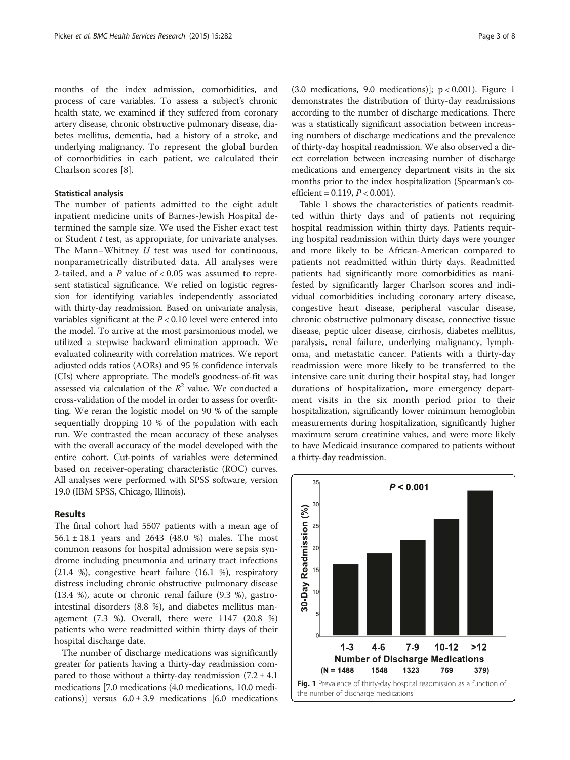months of the index admission, comorbidities, and process of care variables. To assess a subject's chronic health state, we examined if they suffered from coronary artery disease, chronic obstructive pulmonary disease, diabetes mellitus, dementia, had a history of a stroke, and underlying malignancy. To represent the global burden of comorbidities in each patient, we calculated their Charlson scores [8].

### Statistical analysis

The number of patients admitted to the eight adult inpatient medicine units of Barnes-Jewish Hospital determined the sample size. We used the Fisher exact test or Student *t* test, as appropriate, for univariate analyses. The Mann–Whitney *U* test was used for continuous, nonparametrically distributed data. All analyses were 2-tailed, and a *P* value of $< 0.05$ was assumed to represent statistical significance. We relied on logistic regression for identifying variables independently associated with thirty-day readmission. Based on univariate analysis, variables significant at the $P < 0.10$ level were entered into the model. To arrive at the most parsimonious model, we utilized a stepwise backward elimination approach. We evaluated colinearity with correlation matrices. We report adjusted odds ratios (AORs) and 95 % confidence intervals (CIs) where appropriate. The model's goodness-of-fit was assessed via calculation of the $R^2$ value. We conducted a cross-validation of the model in order to assess for overfitting. We reran the logistic model on 90 % of the sample sequentially dropping 10 % of the population with each run. We contrasted the mean accuracy of these analyses with the overall accuracy of the model developed with the entire cohort. Cut-points of variables were determined based on receiver-operating characteristic (ROC) curves. All analyses were performed with SPSS software, version 19.0 (IBM SPSS, Chicago, Illinois).

## Results

The final cohort had 5507 patients with a mean age of $56.1 \pm 18.1$ years and 2643 (48.0 %) males. The most common reasons for hospital admission were sepsis syndrome including pneumonia and urinary tract infections (21.4 %), congestive heart failure (16.1 %), respiratory distress including chronic obstructive pulmonary disease (13.4 %), acute or chronic renal failure (9.3 %), gastrointestinal disorders (8.8 %), and diabetes mellitus management (7.3 %). Overall, there were 1147 (20.8 %) patients who were readmitted within thirty days of their hospital discharge date.

The number of discharge medications was significantly greater for patients having a thirty-day readmission compared to those without a thirty-day readmission ($7.2 \pm 4.1$ medications [7.0 medications (4.0 medications, 10.0 medications)] versus $6.0 \pm 3.9$ medications [6.0 medications (3.0 medications, 9.0 medications)]; $p < 0.001$). Figure 1 demonstrates the distribution of thirty-day readmissions according to the number of discharge medications. There was a statistically significant association between increasing numbers of discharge medications and the prevalence of thirty-day hospital readmission. We also observed a direct correlation between increasing number of discharge medications and emergency department visits in the six months prior to the index hospitalization (Spearman's coefficient = 0.119, $P < 0.001$).

Table 1 shows the characteristics of patients readmitted within thirty days and of patients not requiring hospital readmission within thirty days. Patients requiring hospital readmission within thirty days were younger and more likely to be African-American compared to patients not readmitted within thirty days. Readmitted patients had significantly more comorbidities as manifested by significantly larger Charlson scores and individual comorbidities including coronary artery disease, congestive heart disease, peripheral vascular disease, chronic obstructive pulmonary disease, connective tissue disease, peptic ulcer disease, cirrhosis, diabetes mellitus, paralysis, renal failure, underlying malignancy, lymphoma, and metastatic cancer. Patients with a thirty-day readmission were more likely to be transferred to the intensive care unit during their hospital stay, had longer durations of hospitalization, more emergency department visits in the six month period prior to their hospitalization, significantly lower minimum hemoglobin measurements during hospitalization, significantly higher maximum serum creatinine values, and were more likely to have Medicaid insurance compared to patients without a thirty-day readmission.

**Fig. 1** Prevalence of thirty-day hospital readmission as a function of the number of discharge medications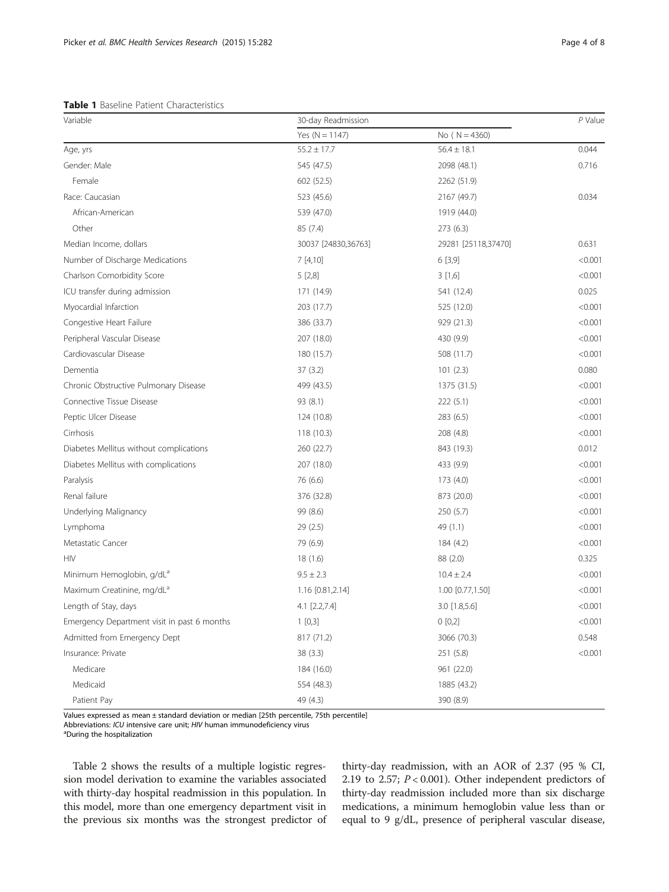**Table 1** Baseline Patient Characteristics

| Variable | 30-day Readmission | | P Value |
|---|---|---|---|
| | Yes (N = 1147) | No ( N = 4360) | |
| Age, yrs | 55.2 ± 17.7 | 56.4 ± 18.1 | 0.044 |
| Gender: Male | 545 (47.5) | 2098 (48.1) | 0.716 |
| Female | 602 (52.5) | 2262 (51.9) | |
| Race: Caucasian | 523 (45.6) | 2167 (49.7) | 0.034 |
| African-American | 539 (47.0) | 1919 (44.0) | |
| Other | 85 (7.4) | 273 (6.3) | |
| Median Income, dollars | 30037 [24830,36763] | 29281 [25118,37470] | 0.631 |
| Number of Discharge Medications | 7 [4,10] | 6 [3,9] | <0.001 |
| Charlson Comorbidity Score | 5 [2,8] | 3 [1,6] | <0.001 |
| ICU transfer during admission | 171 (14.9) | 541 (12.4) | 0.025 |
| Myocardial Infarction | 203 (17.7) | 525 (12.0) | <0.001 |
| Congestive Heart Failure | 386 (33.7) | 929 (21.3) | <0.001 |
| Peripheral Vascular Disease | 207 (18.0) | 430 (9.9) | <0.001 |
| Cardiovascular Disease | 180 (15.7) | 508 (11.7) | <0.001 |
| Dementia | 37 (3.2) | 101 (2.3) | 0.080 |
| Chronic Obstructive Pulmonary Disease | 499 (43.5) | 1375 (31.5) | <0.001 |
| Connective Tissue Disease | 93 (8.1) | 222 (5.1) | <0.001 |
| Peptic Ulcer Disease | 124 (10.8) | 283 (6.5) | <0.001 |
| Cirrhosis | 118 (10.3) | 208 (4.8) | <0.001 |
| Diabetes Mellitus without complications | 260 (22.7) | 843 (19.3) | 0.012 |
| Diabetes Mellitus with complications | 207 (18.0) | 433 (9.9) | <0.001 |
| Paralysis | 76 (6.6) | 173 (4.0) | <0.001 |
| Renal failure | 376 (32.8) | 873 (20.0) | <0.001 |
| Underlying Malignancy | 99 (8.6) | 250 (5.7) | <0.001 |
| Lymphoma | 29 (2.5) | 49 (1.1) | <0.001 |
| Metastatic Cancer | 79 (6.9) | 184 (4.2) | <0.001 |
| HIV | 18 (1.6) | 88 (2.0) | 0.325 |
| Minimum Hemoglobin, g/dL[a] | 9.5 ± 2.3 | 10.4 ± 2.4 | <0.001 |
| Maximum Creatinine, mg/dL[a] | 1.16 [0.81,2.14] | 1.00 [0.77,1.50] | <0.001 |
| Length of Stay, days | 4.1 [2.2,7.4] | 3.0 [1.8,5.6] | <0.001 |
| Emergency Department visit in past 6 months | 1 [0,3] | 0 [0,2] | <0.001 |
| Admitted from Emergency Dept | 817 (71.2) | 3066 (70.3) | 0.548 |
| Insurance: Private | 38 (3.3) | 251 (5.8) | <0.001 |
| Medicare | 184 (16.0) | 961 (22.0) | |
| Medicaid | 554 (48.3) | 1885 (43.2) | |
| Patient Pay | 49 (4.3) | 390 (8.9) | |

Values expressed as mean ± standard deviation or median [25th percentile, 75th percentile]
Abbreviations: *ICU* intensive care unit; *HIV* human immunodeficiency virus
[a]During the hospitalization

Table 2 shows the results of a multiple logistic regression model derivation to examine the variables associated with thirty-day hospital readmission in this population. In this model, more than one emergency department visit in the previous six months was the strongest predictor of thirty-day readmission, with an AOR of 2.37 (95 % CI, 2.19 to 2.57; $P < 0.001$). Other independent predictors of thirty-day readmission included more than six discharge medications, a minimum hemoglobin value less than or equal to 9 g/dL, presence of peripheral vascular disease,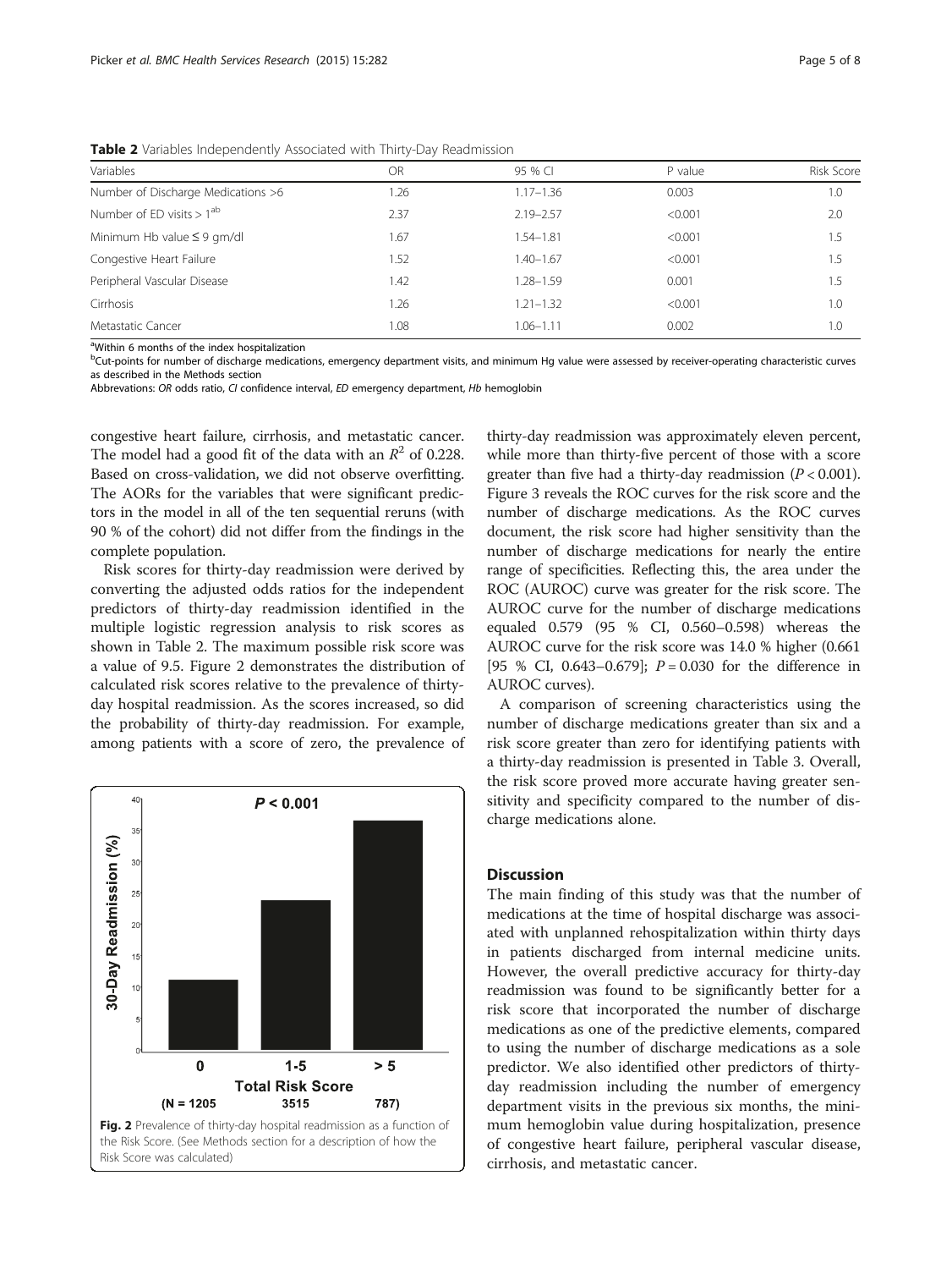**Table 2** Variables Independently Associated with Thirty-Day Readmission

| Variables | OR | 95 % CI | P value | Risk Score |
|---|---|---|---|---|
| Number of Discharge Medications >6 | 1.26 | 1.17–1.36 | 0.003 | 1.0 |
| Number of ED visits > 1[ab] | 2.37 | 2.19–2.57 | <0.001 | 2.0 |
| Minimum Hb value ≤ 9 gm/dl | 1.67 | 1.54–1.81 | <0.001 | 1.5 |
| Congestive Heart Failure | 1.52 | 1.40–1.67 | <0.001 | 1.5 |
| Peripheral Vascular Disease | 1.42 | 1.28–1.59 | 0.001 | 1.5 |
| Cirrhosis | 1.26 | 1.21–1.32 | <0.001 | 1.0 |
| Metastatic Cancer | 1.08 | 1.06–1.11 | 0.002 | 1.0 |

[a]Within 6 months of the index hospitalization

[b]Cut-points for number of discharge medications, emergency department visits, and minimum Hg value were assessed by receiver-operating characteristic curves as described in the Methods section

Abbrevations: *OR* odds ratio, *CI* confidence interval, *ED* emergency department, *Hb* hemoglobin

congestive heart failure, cirrhosis, and metastatic cancer. The model had a good fit of the data with an $R^2$ of 0.228. Based on cross-validation, we did not observe overfitting. The AORs for the variables that were significant predictors in the model in all of the ten sequential reruns (with 90 % of the cohort) did not differ from the findings in the complete population.

Risk scores for thirty-day readmission were derived by converting the adjusted odds ratios for the independent predictors of thirty-day readmission identified in the multiple logistic regression analysis to risk scores as shown in Table 2. The maximum possible risk score was a value of 9.5. Figure 2 demonstrates the distribution of calculated risk scores relative to the prevalence of thirty-day hospital readmission. As the scores increased, so did the probability of thirty-day readmission. For example, among patients with a score of zero, the prevalence of thirty-day readmission was approximately eleven percent, while more than thirty-five percent of those with a score greater than five had a thirty-day readmission ($P < 0.001$). Figure 3 reveals the ROC curves for the risk score and the number of discharge medications. As the ROC curves document, the risk score had higher sensitivity than the number of discharge medications for nearly the entire range of specificities. Reflecting this, the area under the ROC (AUROC) curve was greater for the risk score. The AUROC curve for the number of discharge medications equaled 0.579 (95 % CI, 0.560–0.598) whereas the AUROC curve for the risk score was 14.0 % higher (0.661 [95 % CI, 0.643–0.679]; $P = 0.030$ for the difference in AUROC curves).

**Fig. 2** Prevalence of thirty-day hospital readmission as a function of the Risk Score. (See Methods section for a description of how the Risk Score was calculated)

A comparison of screening characteristics using the number of discharge medications greater than six and a risk score greater than zero for identifying patients with a thirty-day readmission is presented in Table 3. Overall, the risk score proved more accurate having greater sensitivity and specificity compared to the number of discharge medications alone.

## Discussion

The main finding of this study was that the number of medications at the time of hospital discharge was associated with unplanned rehospitalization within thirty days in patients discharged from internal medicine units. However, the overall predictive accuracy for thirty-day readmission was found to be significantly better for a risk score that incorporated the number of discharge medications as one of the predictive elements, compared to using the number of discharge medications as a sole predictor. We also identified other predictors of thirty-day readmission including the number of emergency department visits in the previous six months, the minimum hemoglobin value during hospitalization, presence of congestive heart failure, peripheral vascular disease, cirrhosis, and metastatic cancer.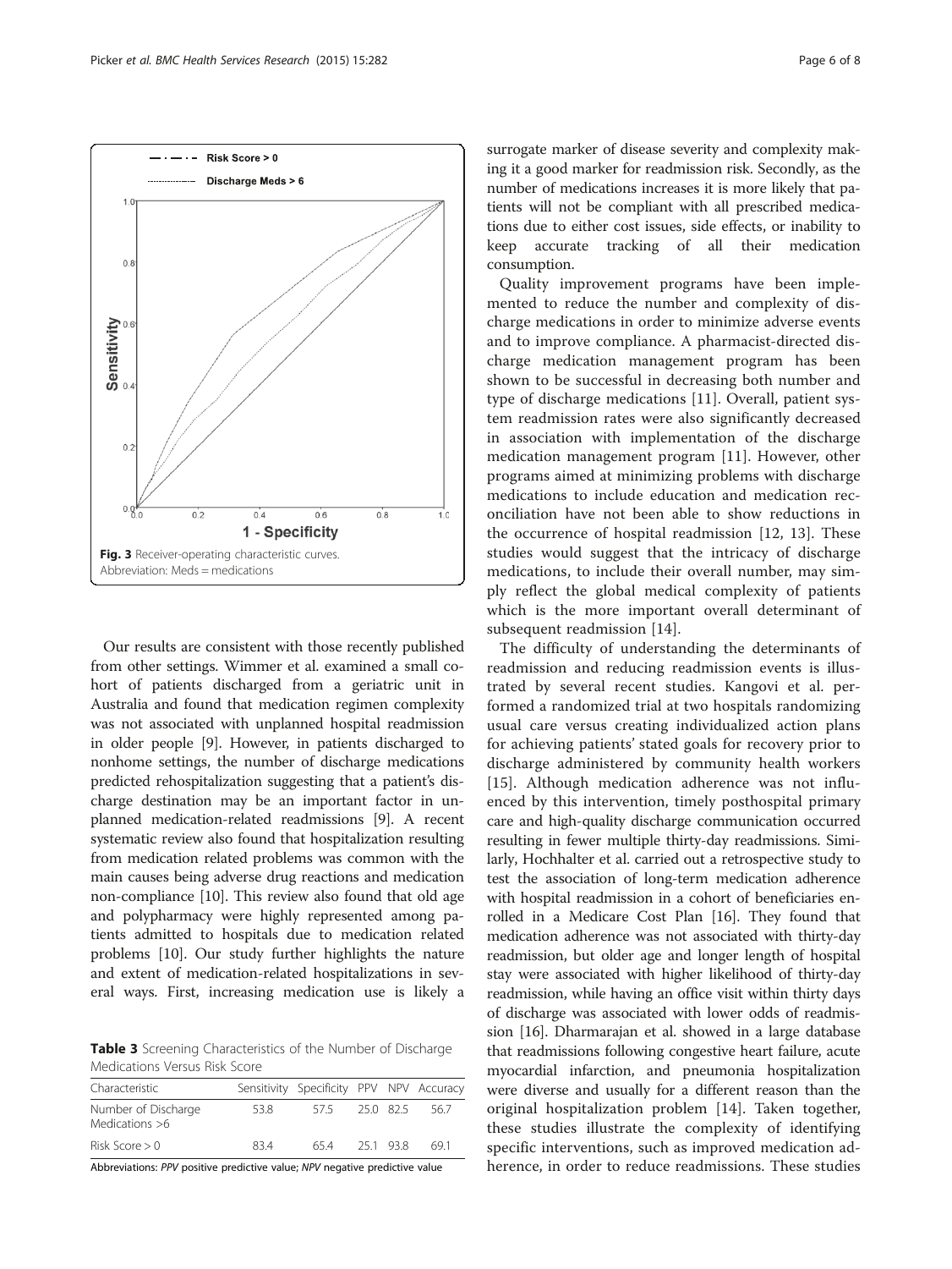Fig. 3 Receiver-operating characteristic curves. Abbreviation: Meds = medications

Our results are consistent with those recently published from other settings. Wimmer et al. examined a small cohort of patients discharged from a geriatric unit in Australia and found that medication regimen complexity was not associated with unplanned hospital readmission in older people [9]. However, in patients discharged to nonhome settings, the number of discharge medications predicted rehospitalization suggesting that a patient's discharge destination may be an important factor in unplanned medication-related readmissions [9]. A recent systematic review also found that hospitalization resulting from medication related problems was common with the main causes being adverse drug reactions and medication non-compliance [10]. This review also found that old age and polypharmacy were highly represented among patients admitted to hospitals due to medication related problems [10]. Our study further highlights the nature and extent of medication-related hospitalizations in several ways. First, increasing medication use is likely a surrogate marker of disease severity and complexity making it a good marker for readmission risk. Secondly, as the number of medications increases it is more likely that patients will not be compliant with all prescribed medications due to either cost issues, side effects, or inability to keep accurate tracking of all their medication consumption.

**Table 3** Screening Characteristics of the Number of Discharge Medications Versus Risk Score

| Characteristic | Sensitivity | Specificity | PPV | NPV | Accuracy |
|---|---|---|---|---|---|
| Number of Discharge Medications >6 | 53.8 | 57.5 | 25.0 | 82.5 | 56.7 |
| Risk Score > 0 | 83.4 | 65.4 | 25.1 | 93.8 | 69.1 |

Abbreviations: *PPV* positive predictive value; *NPV* negative predictive value

Quality improvement programs have been implemented to reduce the number and complexity of discharge medications in order to minimize adverse events and to improve compliance. A pharmacist-directed discharge medication management program has been shown to be successful in decreasing both number and type of discharge medications [11]. Overall, patient system readmission rates were also significantly decreased in association with implementation of the discharge medication management program [11]. However, other programs aimed at minimizing problems with discharge medications to include education and medication reconciliation have not been able to show reductions in the occurrence of hospital readmission [12, 13]. These studies would suggest that the intricacy of discharge medications, to include their overall number, may simply reflect the global medical complexity of patients which is the more important overall determinant of subsequent readmission [14].

The difficulty of understanding the determinants of readmission and reducing readmission events is illustrated by several recent studies. Kangovi et al. performed a randomized trial at two hospitals randomizing usual care versus creating individualized action plans for achieving patients' stated goals for recovery prior to discharge administered by community health workers [15]. Although medication adherence was not influenced by this intervention, timely posthospital primary care and high-quality discharge communication occurred resulting in fewer multiple thirty-day readmissions. Similarly, Hochhalter et al. carried out a retrospective study to test the association of long-term medication adherence with hospital readmission in a cohort of beneficiaries enrolled in a Medicare Cost Plan [16]. They found that medication adherence was not associated with thirty-day readmission, but older age and longer length of hospital stay were associated with higher likelihood of thirty-day readmission, while having an office visit within thirty days of discharge was associated with lower odds of readmission [16]. Dharmarajan et al. showed in a large database that readmissions following congestive heart failure, acute myocardial infarction, and pneumonia hospitalization were diverse and usually for a different reason than the original hospitalization problem [14]. Taken together, these studies illustrate the complexity of identifying specific interventions, such as improved medication adherence, in order to reduce readmissions. These studies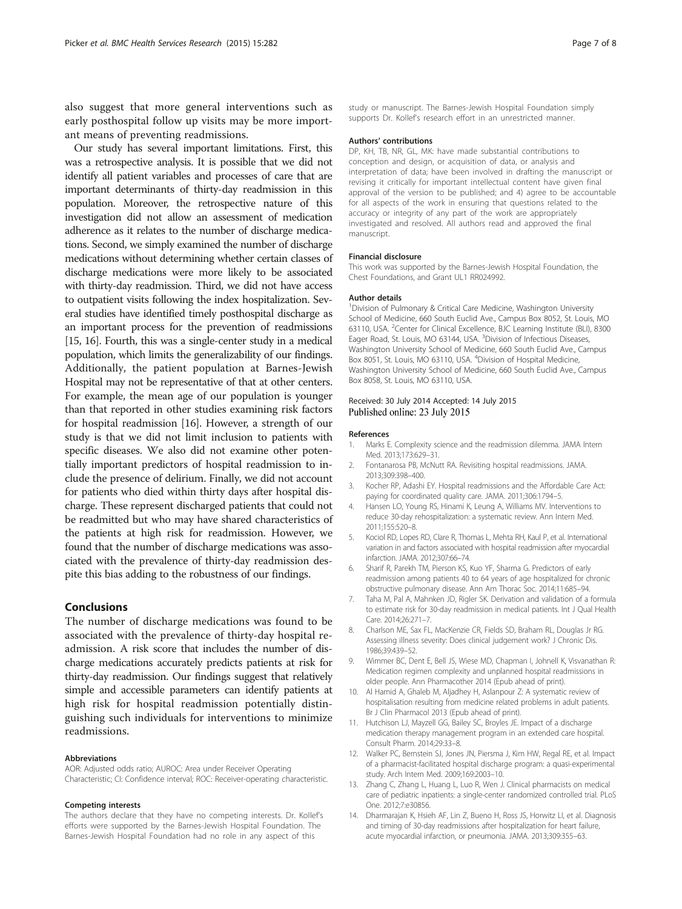also suggest that more general interventions such as early posthospital follow up visits may be more important means of preventing readmissions.

Our study has several important limitations. First, this was a retrospective analysis. It is possible that we did not identify all patient variables and processes of care that are important determinants of thirty-day readmission in this population. Moreover, the retrospective nature of this investigation did not allow an assessment of medication adherence as it relates to the number of discharge medications. Second, we simply examined the number of discharge medications without determining whether certain classes of discharge medications were more likely to be associated with thirty-day readmission. Third, we did not have access to outpatient visits following the index hospitalization. Several studies have identified timely posthospital discharge as an important process for the prevention of readmissions [15, 16]. Fourth, this was a single-center study in a medical population, which limits the generalizability of our findings. Additionally, the patient population at Barnes-Jewish Hospital may not be representative of that at other centers. For example, the mean age of our population is younger than that reported in other studies examining risk factors for hospital readmission [16]. However, a strength of our study is that we did not limit inclusion to patients with specific diseases. We also did not examine other potentially important predictors of hospital readmission to include the presence of delirium. Finally, we did not account for patients who died within thirty days after hospital discharge. These represent discharged patients that could not be readmitted but who may have shared characteristics of the patients at high risk for readmission. However, we found that the number of discharge medications was associated with the prevalence of thirty-day readmission despite this bias adding to the robustness of our findings.

## Conclusions

The number of discharge medications was found to be associated with the prevalence of thirty-day hospital readmission. A risk score that includes the number of discharge medications accurately predicts patients at risk for thirty-day readmission. Our findings suggest that relatively simple and accessible parameters can identify patients at high risk for hospital readmission potentially distinguishing such individuals for interventions to minimize readmissions.

#### Abbreviations

AOR: Adjusted odds ratio; AUROC: Area under Receiver Operating Characteristic; CI: Confidence interval; ROC: Receiver-operating characteristic.

#### Competing interests

The authors declare that they have no competing interests. Dr. Kollef's efforts were supported by the Barnes-Jewish Hospital Foundation. The Barnes-Jewish Hospital Foundation had no role in any aspect of this study or manuscript. The Barnes-Jewish Hospital Foundation simply supports Dr. Kollef's research effort in an unrestricted manner.

#### Authors' contributions

DP, KH, TB, NR, GL, MK: have made substantial contributions to conception and design, or acquisition of data, or analysis and interpretation of data; have been involved in drafting the manuscript or revising it critically for important intellectual content have given final approval of the version to be published; and 4) agree to be accountable for all aspects of the work in ensuring that questions related to the accuracy or integrity of any part of the work are appropriately investigated and resolved. All authors read and approved the final manuscript.

#### Financial disclosure

This work was supported by the Barnes-Jewish Hospital Foundation, the Chest Foundations, and Grant UL1 RR024992.

#### Author details

[1]Division of Pulmonary & Critical Care Medicine, Washington University School of Medicine, 660 South Euclid Ave., Campus Box 8052, St. Louis, MO 63110, USA. [2]Center for Clinical Excellence, BJC Learning Institute (BLI), 8300 Eager Road, St. Louis, MO 63144, USA. [3]Division of Infectious Diseases, Washington University School of Medicine, 660 South Euclid Ave., Campus Box 8051, St. Louis, MO 63110, USA. [4]Division of Hospital Medicine, Washington University School of Medicine, 660 South Euclid Ave., Campus Box 8058, St. Louis, MO 63110, USA.

Received: 30 July 2014 Accepted: 14 July 2015
Published online: 23 July 2015

#### References

1. Marks E. Complexity science and the readmission dilemma. JAMA Intern Med. 2013;173:629–31.
2. Fontanarosa PB, McNutt RA. Revisiting hospital readmissions. JAMA. 2013;309:398–400.
3. Kocher RP, Adashi EY. Hospital readmissions and the Affordable Care Act: paying for coordinated quality care. JAMA. 2011;306:1794–5.
4. Hansen LO, Young RS, Hinami K, Leung A, Williams MV. Interventions to reduce 30-day rehospitalization: a systematic review. Ann Intern Med. 2011;155:520–8.
5. Kociol RD, Lopes RD, Clare R, Thomas L, Mehta RH, Kaul P, et al. International variation in and factors associated with hospital readmission after myocardial infarction. JAMA. 2012;307:66–74.
6. Sharif R, Parekh TM, Pierson KS, Kuo YF, Sharma G. Predictors of early readmission among patients 40 to 64 years of age hospitalized for chronic obstructive pulmonary disease. Ann Am Thorac Soc. 2014;11:685–94.
7. Taha M, Pal A, Mahnken JD, Rigler SK. Derivation and validation of a formula to estimate risk for 30-day readmission in medical patients. Int J Qual Health Care. 2014;26:271–7.
8. Charlson ME, Sax FL, MacKenzie CR, Fields SD, Braham RL, Douglas Jr RG. Assessing illness severity: Does clinical judgement work? J Chronic Dis. 1986;39:439–52.
9. Wimmer BC, Dent E, Bell JS, Wiese MD, Chapman I, Johnell K, Visvanathan R: Medication regimen complexity and unplanned hospital readmissions in older people. Ann Pharmacother 2014 (Epub ahead of print).
10. Al Hamid A, Ghaleb M, Aljadhey H, Aslanpour Z: A systematic review of hospitalisation resulting from medicine related problems in adult patients. Br J Clin Pharmacol 2013 (Epub ahead of print).
11. Hutchison LJ, Mayzell GG, Bailey SC, Broyles JE. Impact of a discharge medication therapy management program in an extended care hospital. Consult Pharm. 2014;29:33–8.
12. Walker PC, Bernstein SJ, Jones JN, Piersma J, Kim HW, Regal RE, et al. Impact of a pharmacist-facilitated hospital discharge program: a quasi-experimental study. Arch Intern Med. 2009;169:2003–10.
13. Zhang C, Zhang L, Huang L, Luo R, Wen J. Clinical pharmacists on medical care of pediatric inpatients: a single-center randomized controlled trial. PLoS One. 2012;7:e30856.
14. Dharmarajan K, Hsieh AF, Lin Z, Bueno H, Ross JS, Horwitz LI, et al. Diagnosis and timing of 30-day readmissions after hospitalization for heart failure, acute myocardial infarction, or pneumonia. JAMA. 2013;309:355–63.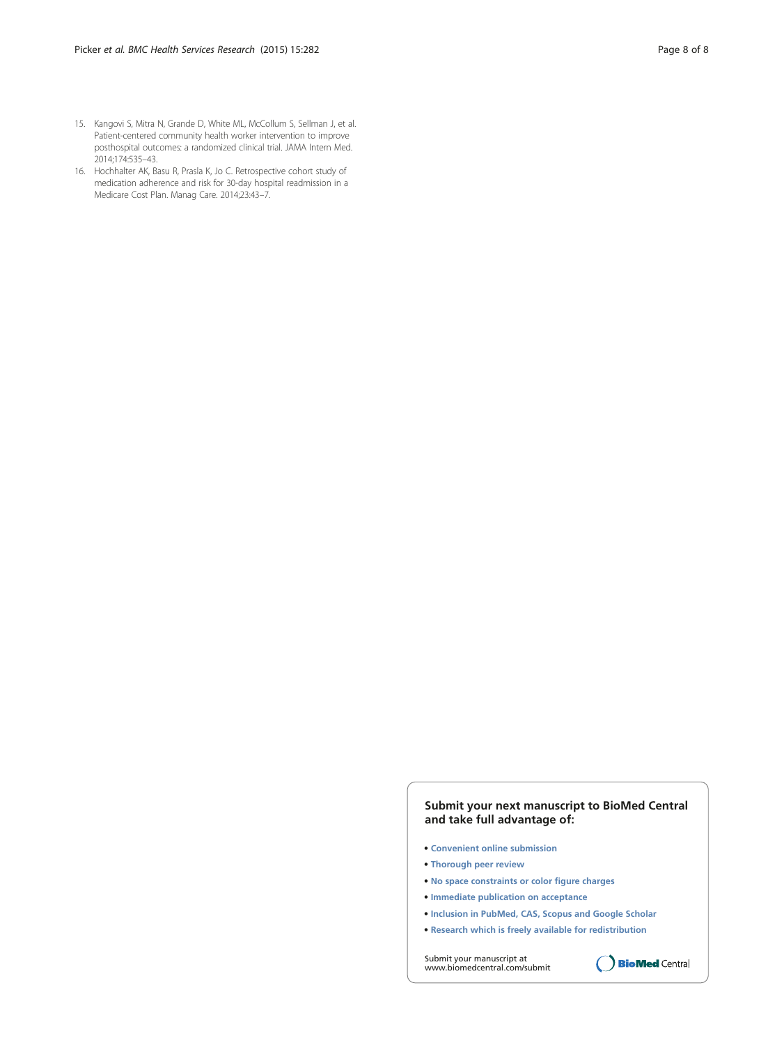15. Kangovi S, Mitra N, Grande D, White ML, McCollum S, Sellman J, et al. Patient-centered community health worker intervention to improve posthospital outcomes: a randomized clinical trial. JAMA Intern Med. 2014;174:535–43.
16. Hochhalter AK, Basu R, Prasla K, Jo C. Retrospective cohort study of medication adherence and risk for 30-day hospital readmission in a Medicare Cost Plan. Manag Care. 2014;23:43–7.

**Submit your next manuscript to BioMed Central and take full advantage of:**

- **Convenient online submission**
- **Thorough peer review**
- **No space constraints or color figure charges**
- **Immediate publication on acceptance**
- **Inclusion in PubMed, CAS, Scopus and Google Scholar**
- **Research which is freely available for redistribution**

Submit your manuscript at
www.biomedcentral.com/submit

BioMed Central